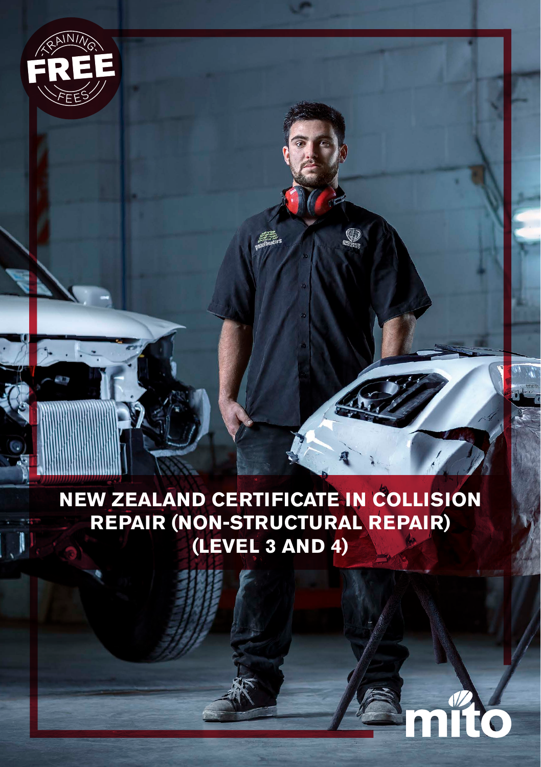TRAINING FREE FEES

# NEW ZEALAND CERTIFICATE IN COLLISION REPAIR (NON-STRUCTURAL REPAIR) (LEVEL 3 AND 4)

mito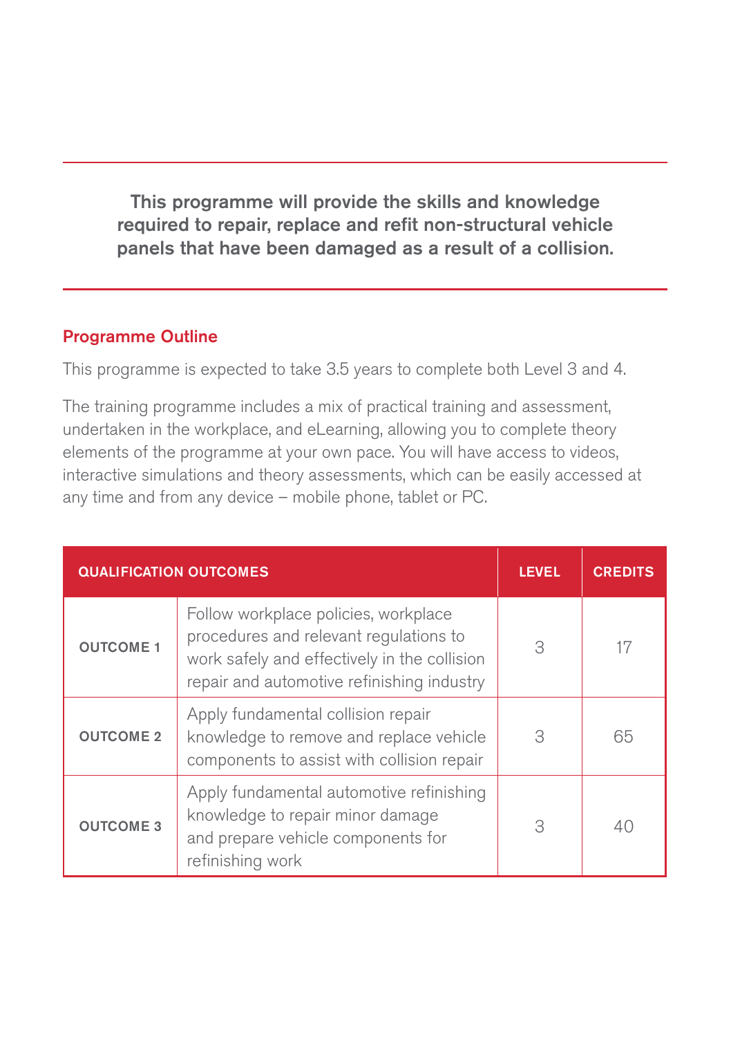**This programme will provide the skills and knowledge required to repair, replace and refit non-structural vehicle panels that have been damaged as a result of a collision.**

## Programme Outline

This programme is expected to take 3.5 years to complete both Level 3 and 4.

The training programme includes a mix of practical training and assessment, undertaken in the workplace, and eLearning, allowing you to complete theory elements of the programme at your own pace. You will have access to videos, interactive simulations and theory assessments, which can be easily accessed at any time and from any device – mobile phone, tablet or PC.

| QUALIFICATION OUTCOMES | | LEVEL | CREDITS |
|---|---|---|---|
| OUTCOME 1 | Follow workplace policies, workplace procedures and relevant regulations to work safely and effectively in the collision repair and automotive refinishing industry | 3 | 17 |
| OUTCOME 2 | Apply fundamental collision repair knowledge to remove and replace vehicle components to assist with collision repair | 3 | 65 |
| OUTCOME 3 | Apply fundamental automotive refinishing knowledge to repair minor damage and prepare vehicle components for refinishing work | 3 | 40 |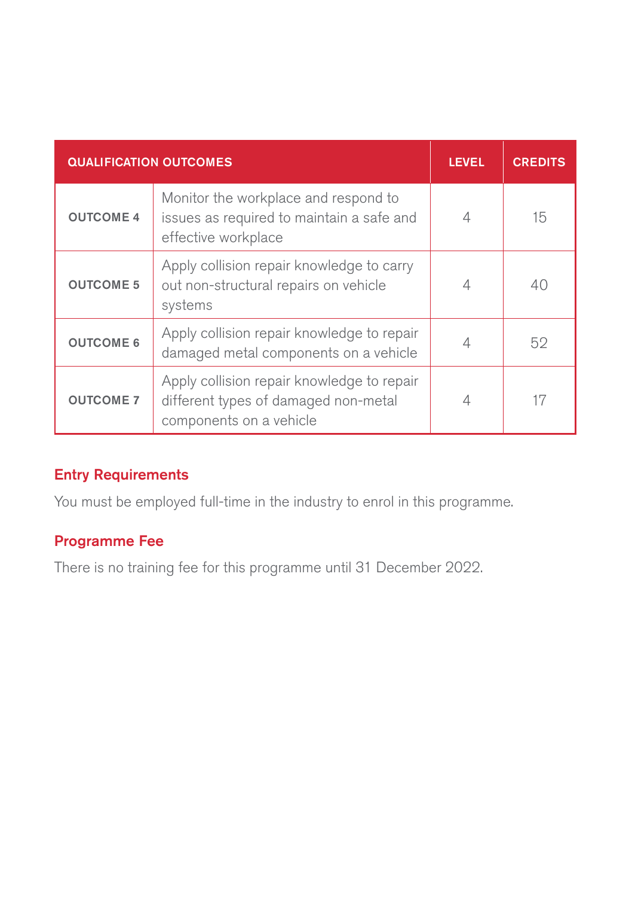| QUALIFICATION OUTCOMES | | LEVEL | CREDITS |
|---|---|---|---|
| **OUTCOME 4** | Monitor the workplace and respond to issues as required to maintain a safe and effective workplace | 4 | 15 |
| **OUTCOME 5** | Apply collision repair knowledge to carry out non-structural repairs on vehicle systems | 4 | 40 |
| **OUTCOME 6** | Apply collision repair knowledge to repair damaged metal components on a vehicle | 4 | 52 |
| **OUTCOME 7** | Apply collision repair knowledge to repair different types of damaged non-metal components on a vehicle | 4 | 17 |

## Entry Requirements

You must be employed full-time in the industry to enrol in this programme.

## Programme Fee

There is no training fee for this programme until 31 December 2022.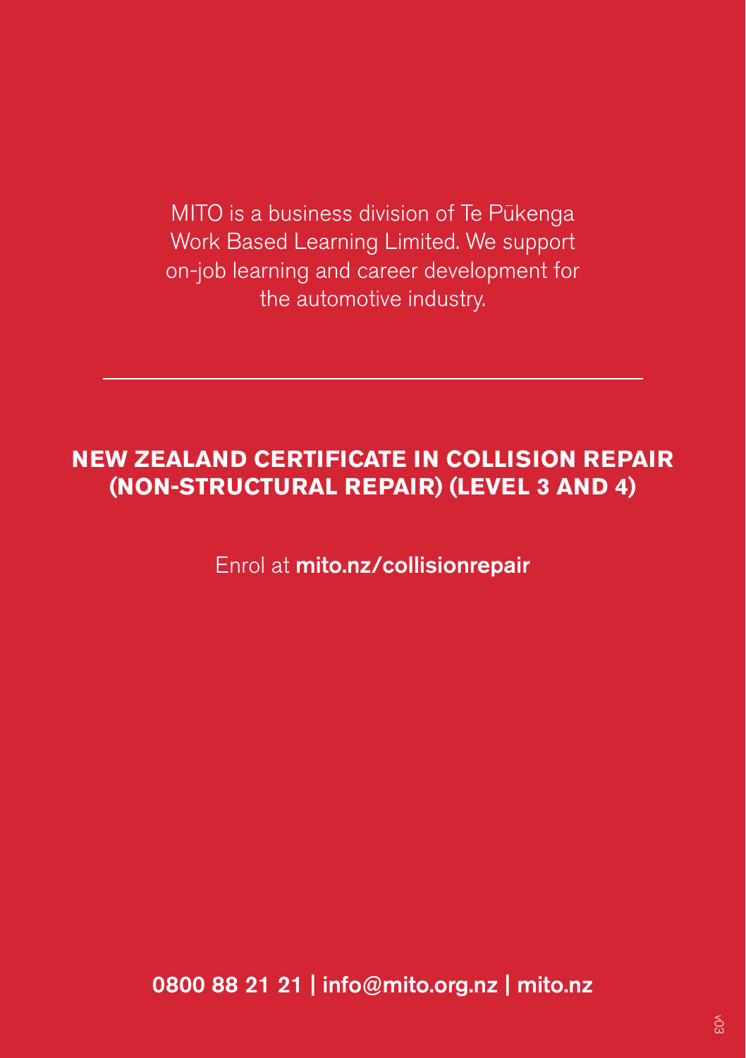MITO is a business division of Te Pūkenga Work Based Learning Limited. We support on-job learning and career development for the automotive industry.

---

## NEW ZEALAND CERTIFICATE IN COLLISION REPAIR (NON-STRUCTURAL REPAIR) (LEVEL 3 AND 4)

Enrol at **mito.nz/collisionrepair**

**0800 88 21 21 | info@mito.org.nz | mito.nz**

v03